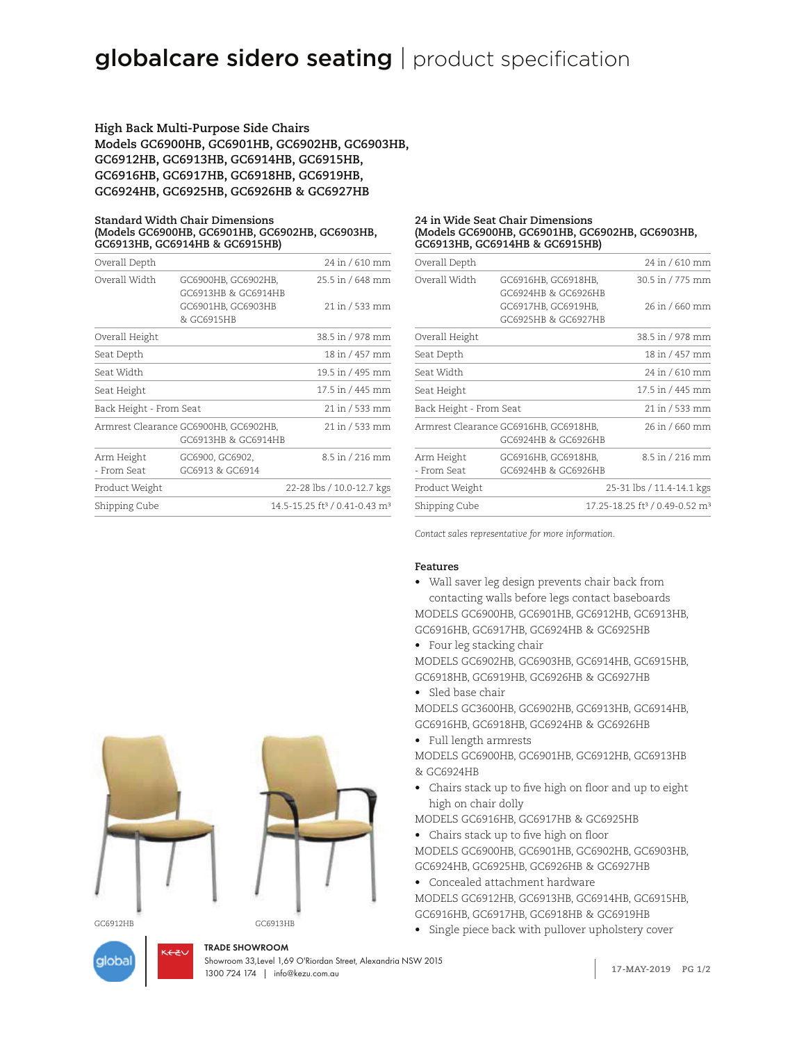# globalcare sidero seating | product specification

## High Back Multi-Purpose Side Chairs
## Models GC6900HB, GC6901HB, GC6902HB, GC6903HB, GC6912HB, GC6913HB, GC6914HB, GC6915HB, GC6916HB, GC6917HB, GC6918HB, GC6919HB, GC6924HB, GC6925HB, GC6926HB & GC6927HB

### Standard Width Chair Dimensions
### (Models GC6900HB, GC6901HB, GC6902HB, GC6903HB, GC6913HB, GC6914HB & GC6915HB)

| | | |
|---|---|---|
| Overall Depth | | 24 in / 610 mm |
| Overall Width | GC6900HB, GC6902HB, GC6913HB & GC6914HB | 25.5 in / 648 mm |
| | GC6901HB, GC6903HB & GC6915HB | 21 in / 533 mm |
| Overall Height | | 38.5 in / 978 mm |
| Seat Depth | | 18 in / 457 mm |
| Seat Width | | 19.5 in / 495 mm |
| Seat Height | | 17.5 in / 445 mm |
| Back Height - From Seat | | 21 in / 533 mm |
| Armrest Clearance | GC6900HB, GC6902HB, GC6913HB & GC6914HB | 21 in / 533 mm |
| Arm Height - From Seat | GC6900, GC6902, GC6913 & GC6914 | 8.5 in / 216 mm |
| Product Weight | | 22-28 lbs / 10.0-12.7 kgs |
| Shipping Cube | | 14.5-15.25 ft³ / 0.41-0.43 m³ |

### 24 in Wide Seat Chair Dimensions
### (Models GC6900HB, GC6901HB, GC6902HB, GC6903HB, GC6913HB, GC6914HB & GC6915HB)

| | | |
|---|---|---|
| Overall Depth | | 24 in / 610 mm |
| Overall Width | GC6916HB, GC6918HB, GC6924HB & GC6926HB | 30.5 in / 775 mm |
| | GC6917HB, GC6919HB, GC6925HB & GC6927HB | 26 in / 660 mm |
| Overall Height | | 38.5 in / 978 mm |
| Seat Depth | | 18 in / 457 mm |
| Seat Width | | 24 in / 610 mm |
| Seat Height | | 17.5 in / 445 mm |
| Back Height - From Seat | | 21 in / 533 mm |
| Armrest Clearance | GC6916HB, GC6918HB, GC6924HB & GC6926HB | 26 in / 660 mm |
| Arm Height - From Seat | GC6916HB, GC6918HB, GC6924HB & GC6926HB | 8.5 in / 216 mm |
| Product Weight | | 25-31 lbs / 11.4-14.1 kgs |
| Shipping Cube | | 17.25-18.25 ft³ / 0.49-0.52 m³ |

*Contact sales representative for more information.*

### Features

- Wall saver leg design prevents chair back from contacting walls before legs contact baseboards

MODELS GC6900HB, GC6901HB, GC6912HB, GC6913HB, GC6916HB, GC6917HB, GC6924HB & GC6925HB

- Four leg stacking chair

MODELS GC6902HB, GC6903HB, GC6914HB, GC6915HB, GC6918HB, GC6919HB, GC6926HB & GC6927HB

- Sled base chair

MODELS GC3600HB, GC6902HB, GC6913HB, GC6914HB, GC6916HB, GC6918HB, GC6924HB & GC6926HB

- Full length armrests

MODELS GC6900HB, GC6901HB, GC6912HB, GC6913HB & GC6924HB

- Chairs stack up to five high on floor and up to eight high on chair dolly

MODELS GC6916HB, GC6917HB & GC6925HB

- Chairs stack up to five high on floor

MODELS GC6900HB, GC6901HB, GC6902HB, GC6903HB, GC6924HB, GC6925HB, GC6926HB & GC6927HB

- Concealed attachment hardware

MODELS GC6912HB, GC6913HB, GC6914HB, GC6915HB, GC6916HB, GC6917HB, GC6918HB & GC6919HB

- Single piece back with pullover upholstery cover

GC6912HB

GC6913HB

**TRADE SHOWROOM**
Showroom 33,Level 1,69 O'Riordan Street, Alexandria NSW 2015
1300 724 174 | info@kezu.com.au

17-MAY-2019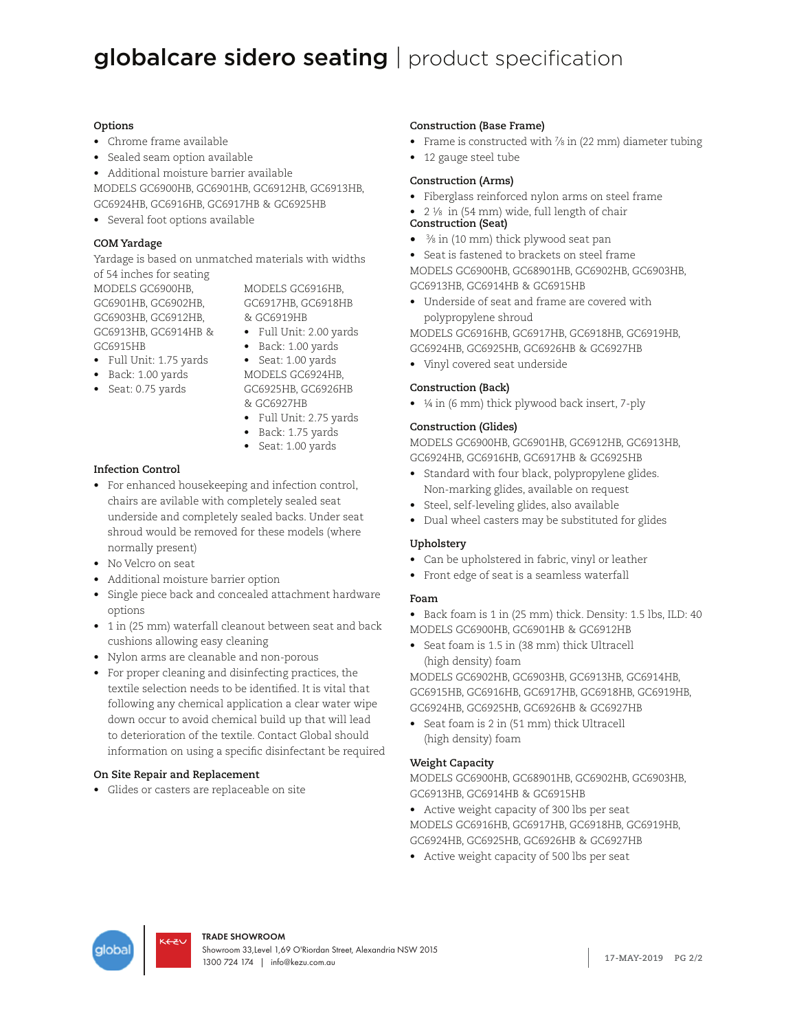# globalcare sidero seating | product specification

### Options

- Chrome frame available
- Sealed seam option available
- Additional moisture barrier available

MODELS GC6900HB, GC6901HB, GC6912HB, GC6913HB, GC6924HB, GC6916HB, GC6917HB & GC6925HB

- Several foot options available

### COM Yardage

Yardage is based on unmatched materials with widths of 54 inches for seating

MODELS GC6900HB, GC6901HB, GC6902HB, GC6903HB, GC6912HB, GC6913HB, GC6914HB & GC6915HB

- Full Unit: 1.75 yards
- Back: 1.00 yards
- Seat: 0.75 yards

MODELS GC6916HB, GC6917HB, GC6918HB & GC6919HB

- Full Unit: 2.00 yards
- Back: 1.00 yards
- Seat: 1.00 yards

MODELS GC6924HB, GC6925HB, GC6926HB & GC6927HB

- Full Unit: 2.75 yards
- Back: 1.75 yards
- Seat: 1.00 yards

### Infection Control

- For enhanced housekeeping and infection control, chairs are avilable with completely sealed seat underside and completely sealed backs. Under seat shroud would be removed for these models (where normally present)
- No Velcro on seat
- Additional moisture barrier option
- Single piece back and concealed attachment hardware options
- 1 in (25 mm) waterfall cleanout between seat and back cushions allowing easy cleaning
- Nylon arms are cleanable and non-porous
- For proper cleaning and disinfecting practices, the textile selection needs to be identified. It is vital that following any chemical application a clear water wipe down occur to avoid chemical build up that will lead to deterioration of the textile. Contact Global should information on using a specific disinfectant be required

### On Site Repair and Replacement

- Glides or casters are replaceable on site

### Construction (Base Frame)

- Frame is constructed with ⅞ in (22 mm) diameter tubing
- 12 gauge steel tube

### Construction (Arms)

- Fiberglass reinforced nylon arms on steel frame
- 2 ⅛ in (54 mm) wide, full length of chair

### Construction (Seat)

- ⅜ in (10 mm) thick plywood seat pan
- Seat is fastened to brackets on steel frame

MODELS GC6900HB, GC68901HB, GC6902HB, GC6903HB, GC6913HB, GC6914HB & GC6915HB

- Underside of seat and frame are covered with polypropylene shroud

MODELS GC6916HB, GC6917HB, GC6918HB, GC6919HB, GC6924HB, GC6925HB, GC6926HB & GC6927HB

- Vinyl covered seat underside

### Construction (Back)

- ¼ in (6 mm) thick plywood back insert, 7-ply

### Construction (Glides)

MODELS GC6900HB, GC6901HB, GC6912HB, GC6913HB, GC6924HB, GC6916HB, GC6917HB & GC6925HB

- Standard with four black, polypropylene glides. Non-marking glides, available on request
- Steel, self-leveling glides, also available
- Dual wheel casters may be substituted for glides

### Upholstery

- Can be upholstered in fabric, vinyl or leather
- Front edge of seat is a seamless waterfall

### Foam

- Back foam is 1 in (25 mm) thick. Density: 1.5 lbs, ILD: 40

MODELS GC6900HB, GC6901HB & GC6912HB

- Seat foam is 1.5 in (38 mm) thick Ultracell (high density) foam

MODELS GC6902HB, GC6903HB, GC6913HB, GC6914HB, GC6915HB, GC6916HB, GC6917HB, GC6918HB, GC6919HB, GC6924HB, GC6925HB, GC6926HB & GC6927HB

- Seat foam is 2 in (51 mm) thick Ultracell (high density) foam

### Weight Capacity

MODELS GC6900HB, GC68901HB, GC6902HB, GC6903HB, GC6913HB, GC6914HB & GC6915HB

- Active weight capacity of 300 lbs per seat

MODELS GC6916HB, GC6917HB, GC6918HB, GC6919HB, GC6924HB, GC6925HB, GC6926HB & GC6927HB

- Active weight capacity of 500 lbs per seat

**TRADE SHOWROOM**
Showroom 33,Level 1,69 O'Riordan Street, Alexandria NSW 2015
1300 724 174 | info@kezu.com.au

17-MAY-2019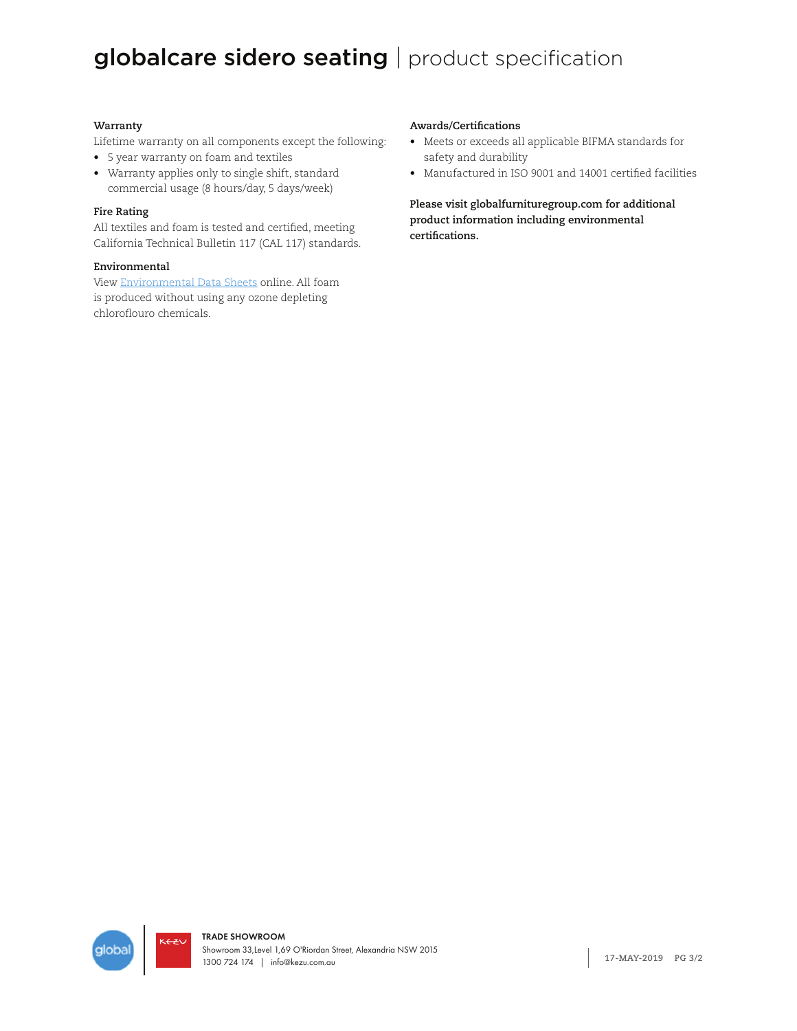# globalcare sidero seating | product specification

**Warranty**

Lifetime warranty on all components except the following:

- 5 year warranty on foam and textiles
- Warranty applies only to single shift, standard commercial usage (8 hours/day, 5 days/week)

**Fire Rating**

All textiles and foam is tested and certified, meeting California Technical Bulletin 117 (CAL 117) standards.

**Environmental**

View Environmental Data Sheets online. All foam is produced without using any ozone depleting chloroflouro chemicals.

**Awards/Certifications**

- Meets or exceeds all applicable BIFMA standards for safety and durability
- Manufactured in ISO 9001 and 14001 certified facilities

**Please visit globalfurnituregroup.com for additional product information including environmental certifications.**

TRADE SHOWROOM
Showroom 33,Level 1,69 O'Riordan Street, Alexandria NSW 2015
1300 724 174 | info@kezu.com.au

17-MAY-2019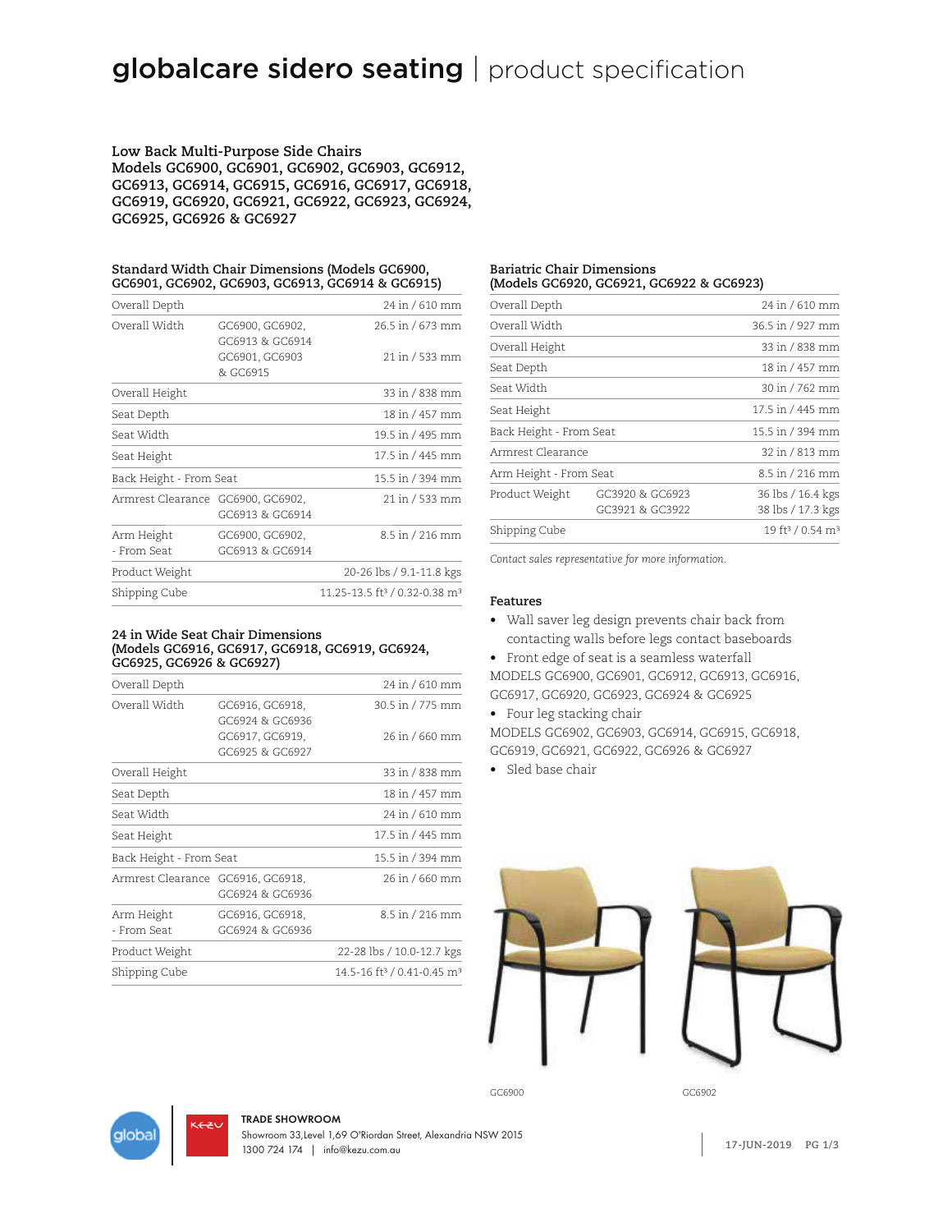# globalcare sidero seating | product specification

**Low Back Multi-Purpose Side Chairs**
**Models GC6900, GC6901, GC6902, GC6903, GC6912, GC6913, GC6914, GC6915, GC6916, GC6917, GC6918, GC6919, GC6920, GC6921, GC6922, GC6923, GC6924, GC6925, GC6926 & GC6927**

### Standard Width Chair Dimensions (Models GC6900, GC6901, GC6902, GC6903, GC6913, GC6914 & GC6915)

| | | |
|---|---|---|
| Overall Depth | | 24 in / 610 mm |
| Overall Width | GC6900, GC6902, GC6913 & GC6914 | 26.5 in / 673 mm |
| | GC6901, GC6903 & GC6915 | 21 in / 533 mm |
| Overall Height | | 33 in / 838 mm |
| Seat Depth | | 18 in / 457 mm |
| Seat Width | | 19.5 in / 495 mm |
| Seat Height | | 17.5 in / 445 mm |
| Back Height - From Seat | | 15.5 in / 394 mm |
| Armrest Clearance | GC6900, GC6902, GC6913 & GC6914 | 21 in / 533 mm |
| Arm Height - From Seat | GC6900, GC6902, GC6913 & GC6914 | 8.5 in / 216 mm |
| Product Weight | | 20-26 lbs / 9.1-11.8 kgs |
| Shipping Cube | | 11.25-13.5 ft³ / 0.32-0.38 m³ |

### 24 in Wide Seat Chair Dimensions (Models GC6916, GC6917, GC6918, GC6919, GC6924, GC6925, GC6926 & GC6927)

| | | |
|---|---|---|
| Overall Depth | | 24 in / 610 mm |
| Overall Width | GC6916, GC6918, GC6924 & GC6936 | 30.5 in / 775 mm |
| | GC6917, GC6919, GC6925 & GC6927 | 26 in / 660 mm |
| Overall Height | | 33 in / 838 mm |
| Seat Depth | | 18 in / 457 mm |
| Seat Width | | 24 in / 610 mm |
| Seat Height | | 17.5 in / 445 mm |
| Back Height - From Seat | | 15.5 in / 394 mm |
| Armrest Clearance | GC6916, GC6918, GC6924 & GC6936 | 26 in / 660 mm |
| Arm Height - From Seat | GC6916, GC6918, GC6924 & GC6936 | 8.5 in / 216 mm |
| Product Weight | | 22-28 lbs / 10.0-12.7 kgs |
| Shipping Cube | | 14.5-16 ft³ / 0.41-0.45 m³ |

### Bariatric Chair Dimensions (Models GC6920, GC6921, GC6922 & GC6923)

| | | |
|---|---|---|
| Overall Depth | | 24 in / 610 mm |
| Overall Width | | 36.5 in / 927 mm |
| Overall Height | | 33 in / 838 mm |
| Seat Depth | | 18 in / 457 mm |
| Seat Width | | 30 in / 762 mm |
| Seat Height | | 17.5 in / 445 mm |
| Back Height - From Seat | | 15.5 in / 394 mm |
| Armrest Clearance | | 32 in / 813 mm |
| Arm Height - From Seat | | 8.5 in / 216 mm |
| Product Weight | GC3920 & GC6923 | 36 lbs / 16.4 kgs |
| | GC3921 & GC3922 | 38 lbs / 17.3 kgs |
| Shipping Cube | | 19 ft³ / 0.54 m³ |

*Contact sales representative for more information.*

### Features

- Wall saver leg design prevents chair back from contacting walls before legs contact baseboards
- Front edge of seat is a seamless waterfall

MODELS GC6900, GC6901, GC6912, GC6913, GC6916, GC6917, GC6920, GC6923, GC6924 & GC6925

- Four leg stacking chair

MODELS GC6902, GC6903, GC6914, GC6915, GC6918, GC6919, GC6921, GC6922, GC6926 & GC6927

- Sled base chair

GC6900

GC6902

**TRADE SHOWROOM**
Showroom 33,Level 1,69 O'Riordan Street, Alexandria NSW 2015
1300 724 174 | info@kezu.com.au

17-JUN-2019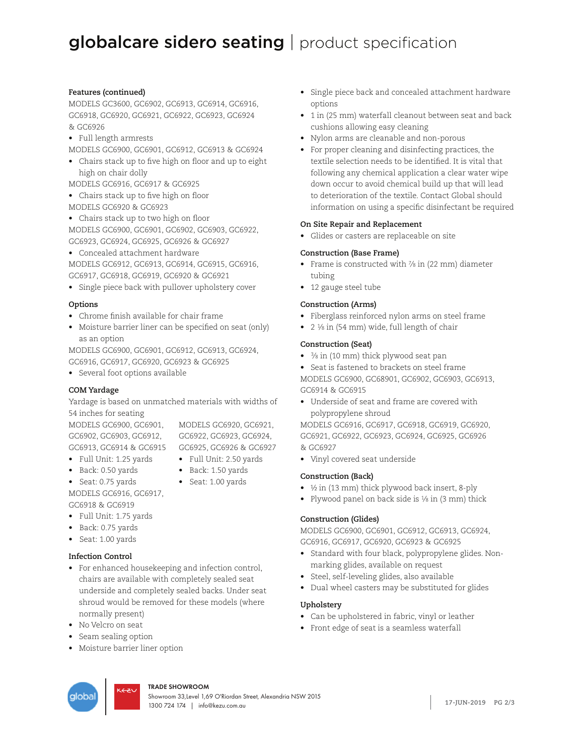# globalcare sidero seating | product specification

**Features (continued)**

MODELS GC3600, GC6902, GC6913, GC6914, GC6916, GC6918, GC6920, GC6921, GC6922, GC6923, GC6924 & GC6926

- Full length armrests

MODELS GC6900, GC6901, GC6912, GC6913 & GC6924

- Chairs stack up to five high on floor and up to eight high on chair dolly

MODELS GC6916, GC6917 & GC6925

- Chairs stack up to five high on floor

MODELS GC6920 & GC6923

- Chairs stack up to two high on floor

MODELS GC6900, GC6901, GC6902, GC6903, GC6922, GC6923, GC6924, GC6925, GC6926 & GC6927

- Concealed attachment hardware

MODELS GC6912, GC6913, GC6914, GC6915, GC6916, GC6917, GC6918, GC6919, GC6920 & GC6921

- Single piece back with pullover upholstery cover

**Options**

- Chrome finish available for chair frame
- Moisture barrier liner can be specified on seat (only) as an option

MODELS GC6900, GC6901, GC6912, GC6913, GC6924, GC6916, GC6917, GC6920, GC6923 & GC6925

- Several foot options available

**COM Yardage**

Yardage is based on unmatched materials with widths of 54 inches for seating

MODELS GC6900, GC6901, GC6902, GC6903, GC6912, GC6913, GC6914 & GC6915

- Full Unit: 1.25 yards
- Back: 0.50 yards
- Seat: 0.75 yards

MODELS GC6916, GC6917, GC6918 & GC6919

- Full Unit: 1.75 yards
- Back: 0.75 yards
- Seat: 1.00 yards

MODELS GC6920, GC6921, GC6922, GC6923, GC6924, GC6925, GC6926 & GC6927

- Full Unit: 2.50 yards
- Back: 1.50 yards
- Seat: 1.00 yards

**Infection Control**

- For enhanced housekeeping and infection control, chairs are available with completely sealed seat underside and completely sealed backs. Under seat shroud would be removed for these models (where normally present)
- No Velcro on seat
- Seam sealing option
- Moisture barrier liner option
- Single piece back and concealed attachment hardware options
- 1 in (25 mm) waterfall cleanout between seat and back cushions allowing easy cleaning
- Nylon arms are cleanable and non-porous
- For proper cleaning and disinfecting practices, the textile selection needs to be identified. It is vital that following any chemical application a clear water wipe down occur to avoid chemical build up that will lead to deterioration of the textile. Contact Global should information on using a specific disinfectant be required

**On Site Repair and Replacement**

- Glides or casters are replaceable on site

**Construction (Base Frame)**

- Frame is constructed with ⅞ in (22 mm) diameter tubing
- 12 gauge steel tube

**Construction (Arms)**

- Fiberglass reinforced nylon arms on steel frame
- 2 ⅛ in (54 mm) wide, full length of chair

**Construction (Seat)**

- ⅜ in (10 mm) thick plywood seat pan
- Seat is fastened to brackets on steel frame

MODELS GC6900, GC68901, GC6902, GC6903, GC6913, GC6914 & GC6915

- Underside of seat and frame are covered with polypropylene shroud

MODELS GC6916, GC6917, GC6918, GC6919, GC6920, GC6921, GC6922, GC6923, GC6924, GC6925, GC6926 & GC6927

- Vinyl covered seat underside

**Construction (Back)**

- ½ in (13 mm) thick plywood back insert, 8-ply
- Plywood panel on back side is ⅛ in (3 mm) thick

**Construction (Glides)**

MODELS GC6900, GC6901, GC6912, GC6913, GC6924, GC6916, GC6917, GC6920, GC6923 & GC6925

- Standard with four black, polypropylene glides. Non-marking glides, available on request
- Steel, self-leveling glides, also available
- Dual wheel casters may be substituted for glides

**Upholstery**

- Can be upholstered in fabric, vinyl or leather
- Front edge of seat is a seamless waterfall

TRADE SHOWROOM
Showroom 33,Level 1,69 O'Riordan Street, Alexandria NSW 2015
1300 724 174 | info@kezu.com.au

17-JUN-2019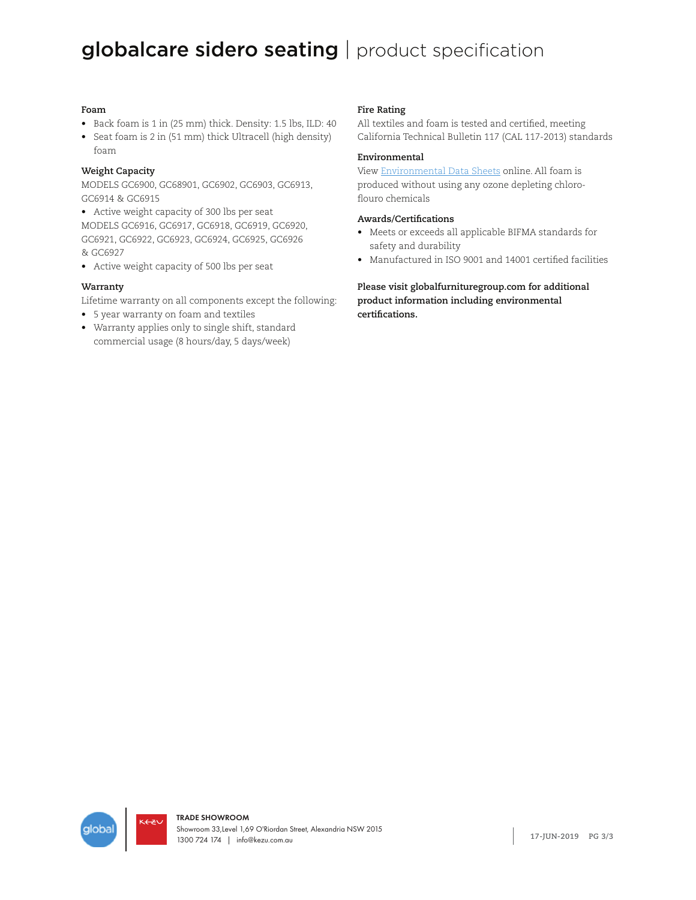# globalcare sidero seating | product specification

### Foam

- Back foam is 1 in (25 mm) thick. Density: 1.5 lbs, ILD: 40
- Seat foam is 2 in (51 mm) thick Ultracell (high density) foam

### Weight Capacity

MODELS GC6900, GC68901, GC6902, GC6903, GC6913, GC6914 & GC6915

- Active weight capacity of 300 lbs per seat

MODELS GC6916, GC6917, GC6918, GC6919, GC6920, GC6921, GC6922, GC6923, GC6924, GC6925, GC6926 & GC6927

- Active weight capacity of 500 lbs per seat

### Warranty

Lifetime warranty on all components except the following:

- 5 year warranty on foam and textiles
- Warranty applies only to single shift, standard commercial usage (8 hours/day, 5 days/week)

### Fire Rating

All textiles and foam is tested and certified, meeting California Technical Bulletin 117 (CAL 117-2013) standards

### Environmental

View Environmental Data Sheets online. All foam is produced without using any ozone depleting chloro-flouro chemicals

### Awards/Certifications

- Meets or exceeds all applicable BIFMA standards for safety and durability
- Manufactured in ISO 9001 and 14001 certified facilities

**Please visit globalfurnituregroup.com for additional product information including environmental certifications.**

TRADE SHOWROOM
Showroom 33,Level 1,69 O'Riordan Street, Alexandria NSW 2015
1300 724 174 | info@kezu.com.au

17-JUN-2019